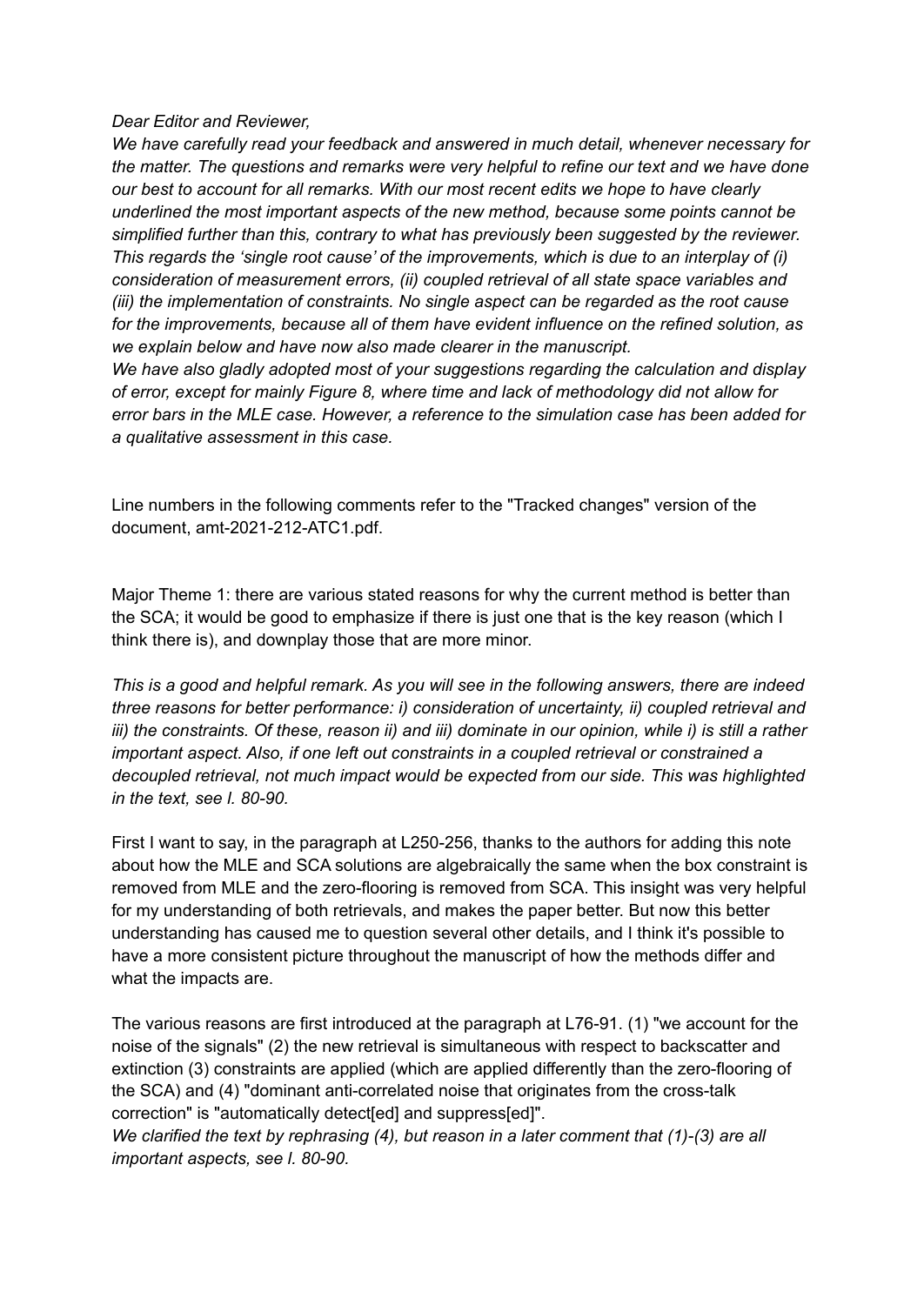*Dear Editor and Reviewer,*
*We have carefully read your feedback and answered in much detail, whenever necessary for the matter. The questions and remarks were very helpful to refine our text and we have done our best to account for all remarks. With our most recent edits we hope to have clearly underlined the most important aspects of the new method, because some points cannot be simplified further than this, contrary to what has previously been suggested by the reviewer. This regards the 'single root cause' of the improvements, which is due to an interplay of (i) consideration of measurement errors, (ii) coupled retrieval of all state space variables and (iii) the implementation of constraints. No single aspect can be regarded as the root cause for the improvements, because all of them have evident influence on the refined solution, as we explain below and have now also made clearer in the manuscript.*
*We have also gladly adopted most of your suggestions regarding the calculation and display of error, except for mainly Figure 8, where time and lack of methodology did not allow for error bars in the MLE case. However, a reference to the simulation case has been added for a qualitative assessment in this case.*

Line numbers in the following comments refer to the "Tracked changes" version of the document, amt-2021-212-ATC1.pdf.

Major Theme 1: there are various stated reasons for why the current method is better than the SCA; it would be good to emphasize if there is just one that is the key reason (which I think there is), and downplay those that are more minor.

*This is a good and helpful remark. As you will see in the following answers, there are indeed three reasons for better performance: i) consideration of uncertainty, ii) coupled retrieval and iii) the constraints. Of these, reason ii) and iii) dominate in our opinion, while i) is still a rather important aspect. Also, if one left out constraints in a coupled retrieval or constrained a decoupled retrieval, not much impact would be expected from our side. This was highlighted in the text, see l. 80-90.*

First I want to say, in the paragraph at L250-256, thanks to the authors for adding this note about how the MLE and SCA solutions are algebraically the same when the box constraint is removed from MLE and the zero-flooring is removed from SCA. This insight was very helpful for my understanding of both retrievals, and makes the paper better. But now this better understanding has caused me to question several other details, and I think it's possible to have a more consistent picture throughout the manuscript of how the methods differ and what the impacts are.

The various reasons are first introduced at the paragraph at L76-91. (1) "we account for the noise of the signals" (2) the new retrieval is simultaneous with respect to backscatter and extinction (3) constraints are applied (which are applied differently than the zero-flooring of the SCA) and (4) "dominant anti-correlated noise that originates from the cross-talk correction" is "automatically detect[ed] and suppress[ed]".
*We clarified the text by rephrasing (4), but reason in a later comment that (1)-(3) are all important aspects, see l. 80-90.*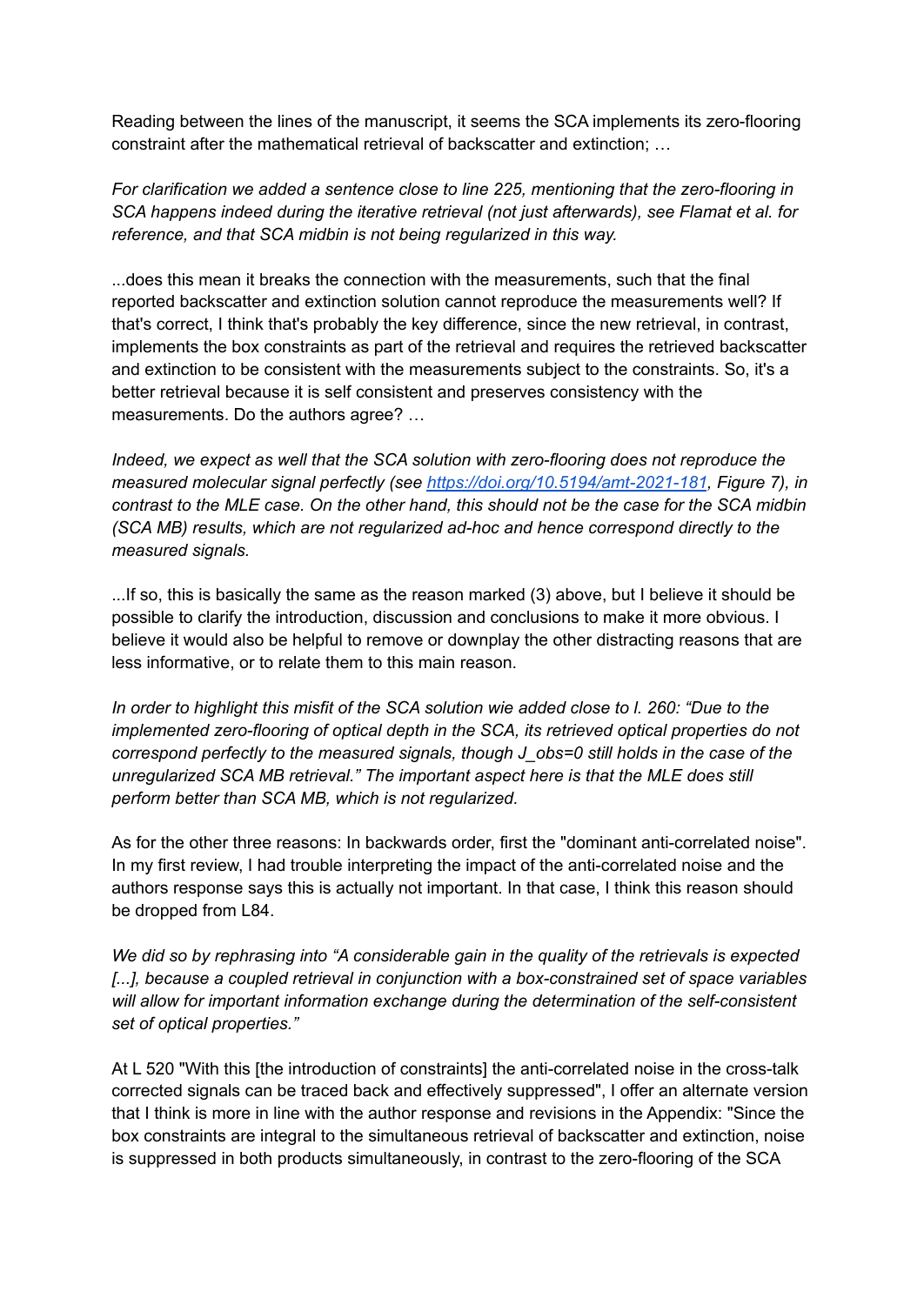Reading between the lines of the manuscript, it seems the SCA implements its zero-flooring constraint after the mathematical retrieval of backscatter and extinction; …

*For clarification we added a sentence close to line 225, mentioning that the zero-flooring in SCA happens indeed during the iterative retrieval (not just afterwards), see Flamat et al. for reference, and that SCA midbin is not being regularized in this way.*

...does this mean it breaks the connection with the measurements, such that the final reported backscatter and extinction solution cannot reproduce the measurements well? If that's correct, I think that's probably the key difference, since the new retrieval, in contrast, implements the box constraints as part of the retrieval and requires the retrieved backscatter and extinction to be consistent with the measurements subject to the constraints. So, it's a better retrieval because it is self consistent and preserves consistency with the measurements. Do the authors agree? …

*Indeed, we expect as well that the SCA solution with zero-flooring does not reproduce the measured molecular signal perfectly (see [https://doi.org/10.5194/amt-2021-181](https://doi.org/10.5194/amt-2021-181), Figure 7), in contrast to the MLE case. On the other hand, this should not be the case for the SCA midbin (SCA MB) results, which are not regularized ad-hoc and hence correspond directly to the measured signals.*

...If so, this is basically the same as the reason marked (3) above, but I believe it should be possible to clarify the introduction, discussion and conclusions to make it more obvious. I believe it would also be helpful to remove or downplay the other distracting reasons that are less informative, or to relate them to this main reason.

*In order to highlight this misfit of the SCA solution wie added close to l. 260: "Due to the implemented zero-flooring of optical depth in the SCA, its retrieved optical properties do not correspond perfectly to the measured signals, though $J_{obs}=0$ still holds in the case of the unregularized SCA MB retrieval." The important aspect here is that the MLE does still perform better than SCA MB, which is not regularized.*

As for the other three reasons: In backwards order, first the "dominant anti-correlated noise". In my first review, I had trouble interpreting the impact of the anti-correlated noise and the authors response says this is actually not important. In that case, I think this reason should be dropped from L84.

*We did so by rephrasing into "A considerable gain in the quality of the retrievals is expected [...], because a coupled retrieval in conjunction with a box-constrained set of space variables will allow for important information exchange during the determination of the self-consistent set of optical properties."*

At L 520 "With this [the introduction of constraints] the anti-correlated noise in the cross-talk corrected signals can be traced back and effectively suppressed", I offer an alternate version that I think is more in line with the author response and revisions in the Appendix: "Since the box constraints are integral to the simultaneous retrieval of backscatter and extinction, noise is suppressed in both products simultaneously, in contrast to the zero-flooring of the SCA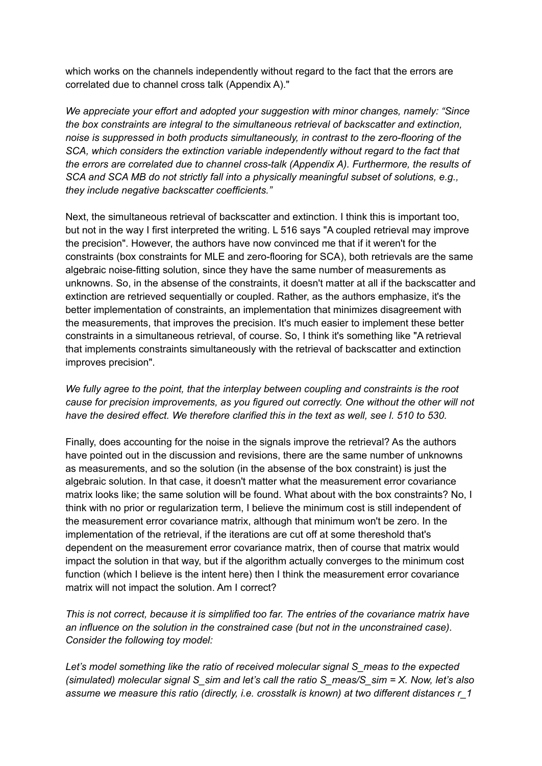which works on the channels independently without regard to the fact that the errors are correlated due to channel cross talk (Appendix A)."

*We appreciate your effort and adopted your suggestion with minor changes, namely: "Since the box constraints are integral to the simultaneous retrieval of backscatter and extinction, noise is suppressed in both products simultaneously, in contrast to the zero-flooring of the SCA, which considers the extinction variable independently without regard to the fact that the errors are correlated due to channel cross-talk (Appendix A). Furthermore, the results of SCA and SCA MB do not strictly fall into a physically meaningful subset of solutions, e.g., they include negative backscatter coefficients."*

Next, the simultaneous retrieval of backscatter and extinction. I think this is important too, but not in the way I first interpreted the writing. L 516 says "A coupled retrieval may improve the precision". However, the authors have now convinced me that if it weren't for the constraints (box constraints for MLE and zero-flooring for SCA), both retrievals are the same algebraic noise-fitting solution, since they have the same number of measurements as unknowns. So, in the absense of the constraints, it doesn't matter at all if the backscatter and extinction are retrieved sequentially or coupled. Rather, as the authors emphasize, it's the better implementation of constraints, an implementation that minimizes disagreement with the measurements, that improves the precision. It's much easier to implement these better constraints in a simultaneous retrieval, of course. So, I think it's something like "A retrieval that implements constraints simultaneously with the retrieval of backscatter and extinction improves precision".

*We fully agree to the point, that the interplay between coupling and constraints is the root cause for precision improvements, as you figured out correctly. One without the other will not have the desired effect. We therefore clarified this in the text as well, see l. 510 to 530.*

Finally, does accounting for the noise in the signals improve the retrieval? As the authors have pointed out in the discussion and revisions, there are the same number of unknowns as measurements, and so the solution (in the absense of the box constraint) is just the algebraic solution. In that case, it doesn't matter what the measurement error covariance matrix looks like; the same solution will be found. What about with the box constraints? No, I think with no prior or regularization term, I believe the minimum cost is still independent of the measurement error covariance matrix, although that minimum won't be zero. In the implementation of the retrieval, if the iterations are cut off at some thereshold that's dependent on the measurement error covariance matrix, then of course that matrix would impact the solution in that way, but if the algorithm actually converges to the minimum cost function (which I believe is the intent here) then I think the measurement error covariance matrix will not impact the solution. Am I correct?

*This is not correct, because it is simplified too far. The entries of the covariance matrix have an influence on the solution in the constrained case (but not in the unconstrained case). Consider the following toy model:*

*Let's model something like the ratio of received molecular signal $S_{meas}$ to the expected (simulated) molecular signal $S_{sim}$ and let's call the ratio $S_{meas}/S_{sim} = X$. Now, let's also assume we measure this ratio (directly, i.e. crosstalk is known) at two different distances $r_1$*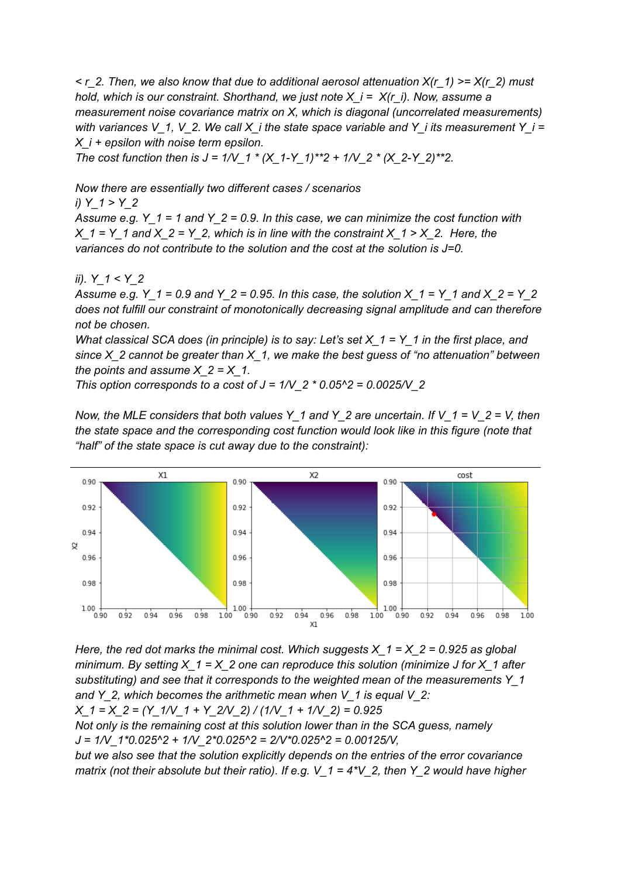$< r_2$. Then, we also know that due to additional aerosol attenuation $X(r_1) \geq X(r_2)$ must hold, which is our constraint. Shorthand, we just note $X_i = X(r_i)$. Now, assume a measurement noise covariance matrix on X, which is diagonal (uncorrelated measurements) with variances $V_1$, $V_2$. We call $X_i$ the state space variable and $Y_i$ its measurement $Y_i = X_i + \epsilon$ with noise term epsilon.

The cost function then is $J = 1/V_1 \cdot (X_1-Y_1)^2 + 1/V_2 \cdot (X_2-Y_2)^2$.

Now there are essentially two different cases / scenarios

i) $Y_1 > Y_2$

Assume e.g. $Y_1 = 1$ and $Y_2 = 0.9$. In this case, we can minimize the cost function with $X_1 = Y_1$ and $X_2 = Y_2$, which is in line with the constraint $X_1 > X_2$. Here, the variances do not contribute to the solution and the cost at the solution is $J=0$.

ii). $Y_1 < Y_2$

Assume e.g. $Y_1 = 0.9$ and $Y_2 = 0.95$. In this case, the solution $X_1 = Y_1$ and $X_2 = Y_2$ does not fulfill our constraint of monotonically decreasing signal amplitude and can therefore not be chosen.

What classical SCA does (in principle) is to say: Let's set $X_1 = Y_1$ in the first place, and since $X_2$ cannot be greater than $X_1$, we make the best guess of "no attenuation" between the points and assume $X_2 = X_1$.

This option corresponds to a cost of $J = 1/V_2 \cdot 0.05^2 = 0.0025/V_2$

Now, the MLE considers that both values $Y_1$ and $Y_2$ are uncertain. If $V_1 = V_2 = V$, then the state space and the corresponding cost function would look like in this figure (note that "half" of the state space is cut away due to the constraint):

Here, the red dot marks the minimal cost. Which suggests $X_1 = X_2 = 0.925$ as global minimum. By setting $X_1 = X_2$ one can reproduce this solution (minimize J for $X_1$ after substituting) and see that it corresponds to the weighted mean of the measurements $Y_1$ and $Y_2$, which becomes the arithmetic mean when $V_1$ is equal $V_2$:

$X_1 = X_2 = (Y_1/V_1 + Y_2/V_2) / (1/V_1 + 1/V_2) = 0.925$

Not only is the remaining cost at this solution lower than in the SCA guess, namely

$J = 1/V_1 \cdot 0.025^2 + 1/V_2 \cdot 0.025^2 = 2/V \cdot 0.025^2 = 0.00125/V$,

but we also see that the solution explicitly depends on the entries of the error covariance matrix (not their absolute but their ratio). If e.g. $V_1 = 4 \cdot V_2$, then $Y_2$ would have higher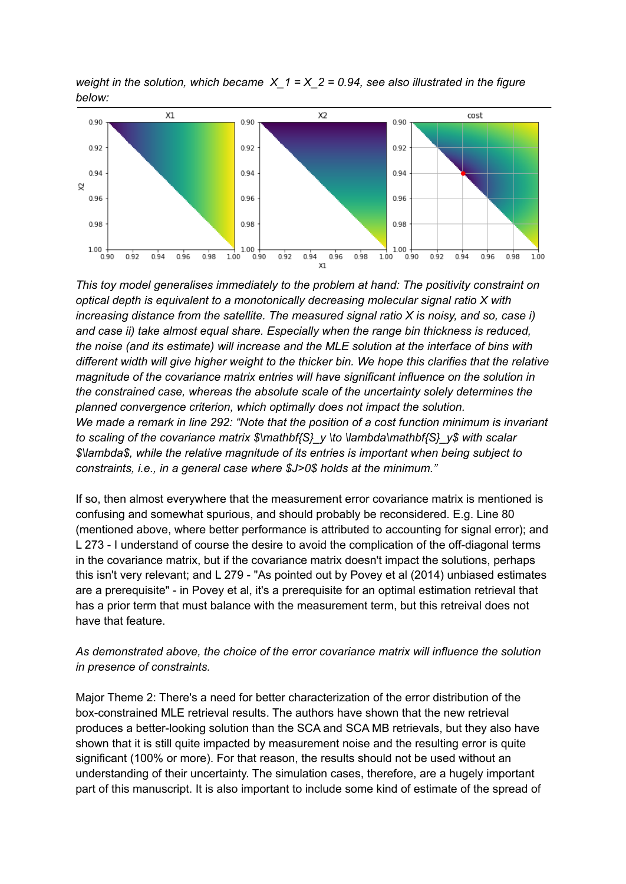*weight in the solution, which became $X\_1 = X\_2 = 0.94$, see also illustrated in the figure below:*

*This toy model generalises immediately to the problem at hand: The positivity constraint on optical depth is equivalent to a monotonically decreasing molecular signal ratio X with increasing distance from the satellite. The measured signal ratio X is noisy, and so, case i) and case ii) take almost equal share. Especially when the range bin thickness is reduced, the noise (and its estimate) will increase and the MLE solution at the interface of bins with different width will give higher weight to the thicker bin. We hope this clarifies that the relative magnitude of the covariance matrix entries will have significant influence on the solution in the constrained case, whereas the absolute scale of the uncertainty solely determines the planned convergence criterion, which optimally does not impact the solution.*
*We made a remark in line 292: "Note that the position of a cost function minimum is invariant to scaling of the covariance matrix $\mathbf{S}_y \to \lambda\mathbf{S}_y$ with scalar $\lambda$, while the relative magnitude of its entries is important when being subject to constraints, i.e., in a general case where $J>0$ holds at the minimum."*

If so, then almost everywhere that the measurement error covariance matrix is mentioned is confusing and somewhat spurious, and should probably be reconsidered. E.g. Line 80 (mentioned above, where better performance is attributed to accounting for signal error); and L 273 - I understand of course the desire to avoid the complication of the off-diagonal terms in the covariance matrix, but if the covariance matrix doesn't impact the solutions, perhaps this isn't very relevant; and L 279 - "As pointed out by Povey et al (2014) unbiased estimates are a prerequisite" - in Povey et al, it's a prerequisite for an optimal estimation retrieval that has a prior term that must balance with the measurement term, but this retreival does not have that feature.

*As demonstrated above, the choice of the error covariance matrix will influence the solution in presence of constraints.*

Major Theme 2: There's a need for better characterization of the error distribution of the box-constrained MLE retrieval results. The authors have shown that the new retrieval produces a better-looking solution than the SCA and SCA MB retrievals, but they also have shown that it is still quite impacted by measurement noise and the resulting error is quite significant (100% or more). For that reason, the results should not be used without an understanding of their uncertainty. The simulation cases, therefore, are a hugely important part of this manuscript. It is also important to include some kind of estimate of the spread of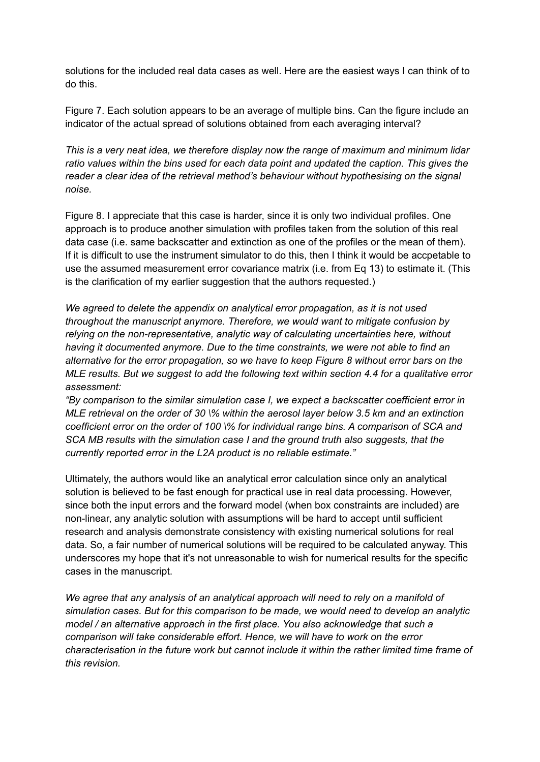solutions for the included real data cases as well. Here are the easiest ways I can think of to do this.

Figure 7. Each solution appears to be an average of multiple bins. Can the figure include an indicator of the actual spread of solutions obtained from each averaging interval?

*This is a very neat idea, we therefore display now the range of maximum and minimum lidar ratio values within the bins used for each data point and updated the caption. This gives the reader a clear idea of the retrieval method's behaviour without hypothesising on the signal noise.*

Figure 8. I appreciate that this case is harder, since it is only two individual profiles. One approach is to produce another simulation with profiles taken from the solution of this real data case (i.e. same backscatter and extinction as one of the profiles or the mean of them). If it is difficult to use the instrument simulator to do this, then I think it would be accpetable to use the assumed measurement error covariance matrix (i.e. from Eq 13) to estimate it. (This is the clarification of my earlier suggestion that the authors requested.)

*We agreed to delete the appendix on analytical error propagation, as it is not used throughout the manuscript anymore. Therefore, we would want to mitigate confusion by relying on the non-representative, analytic way of calculating uncertainties here, without having it documented anymore. Due to the time constraints, we were not able to find an alternative for the error propagation, so we have to keep Figure 8 without error bars on the MLE results. But we suggest to add the following text within section 4.4 for a qualitative error assessment:*

*"By comparison to the similar simulation case I, we expect a backscatter coefficient error in MLE retrieval on the order of 30 \% within the aerosol layer below 3.5 km and an extinction coefficient error on the order of 100 \% for individual range bins. A comparison of SCA and SCA MB results with the simulation case I and the ground truth also suggests, that the currently reported error in the L2A product is no reliable estimate."*

Ultimately, the authors would like an analytical error calculation since only an analytical solution is believed to be fast enough for practical use in real data processing. However, since both the input errors and the forward model (when box constraints are included) are non-linear, any analytic solution with assumptions will be hard to accept until sufficient research and analysis demonstrate consistency with existing numerical solutions for real data. So, a fair number of numerical solutions will be required to be calculated anyway. This underscores my hope that it's not unreasonable to wish for numerical results for the specific cases in the manuscript.

*We agree that any analysis of an analytical approach will need to rely on a manifold of simulation cases. But for this comparison to be made, we would need to develop an analytic model / an alternative approach in the first place. You also acknowledge that such a comparison will take considerable effort. Hence, we will have to work on the error characterisation in the future work but cannot include it within the rather limited time frame of this revision.*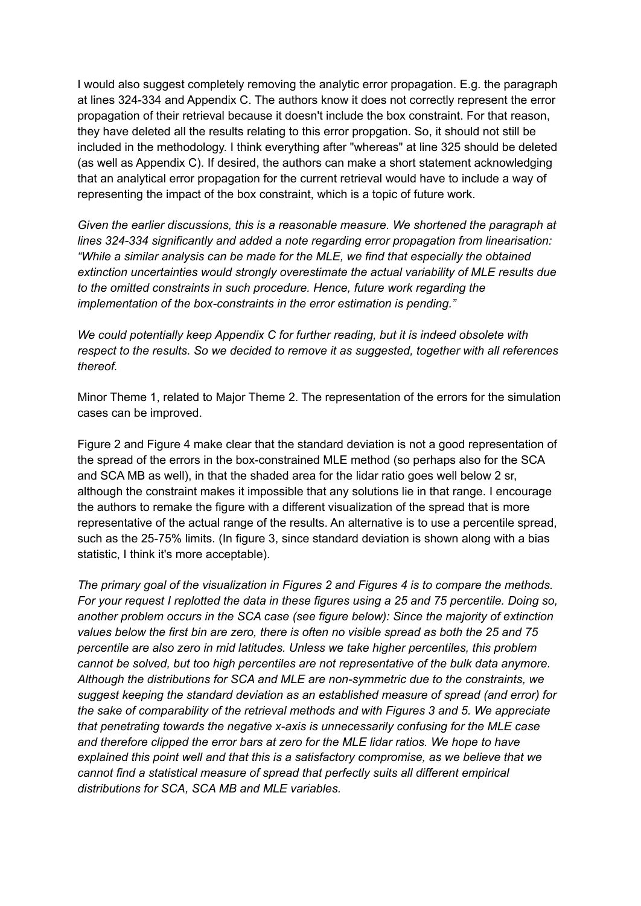I would also suggest completely removing the analytic error propagation. E.g. the paragraph at lines 324-334 and Appendix C. The authors know it does not correctly represent the error propagation of their retrieval because it doesn't include the box constraint. For that reason, they have deleted all the results relating to this error propgation. So, it should not still be included in the methodology. I think everything after "whereas" at line 325 should be deleted (as well as Appendix C). If desired, the authors can make a short statement acknowledging that an analytical error propagation for the current retrieval would have to include a way of representing the impact of the box constraint, which is a topic of future work.

*Given the earlier discussions, this is a reasonable measure. We shortened the paragraph at lines 324-334 significantly and added a note regarding error propagation from linearisation: "While a similar analysis can be made for the MLE, we find that especially the obtained extinction uncertainties would strongly overestimate the actual variability of MLE results due to the omitted constraints in such procedure. Hence, future work regarding the implementation of the box-constraints in the error estimation is pending."*

*We could potentially keep Appendix C for further reading, but it is indeed obsolete with respect to the results. So we decided to remove it as suggested, together with all references thereof.*

Minor Theme 1, related to Major Theme 2. The representation of the errors for the simulation cases can be improved.

Figure 2 and Figure 4 make clear that the standard deviation is not a good representation of the spread of the errors in the box-constrained MLE method (so perhaps also for the SCA and SCA MB as well), in that the shaded area for the lidar ratio goes well below 2 sr, although the constraint makes it impossible that any solutions lie in that range. I encourage the authors to remake the figure with a different visualization of the spread that is more representative of the actual range of the results. An alternative is to use a percentile spread, such as the 25-75% limits. (In figure 3, since standard deviation is shown along with a bias statistic, I think it's more acceptable).

*The primary goal of the visualization in Figures 2 and Figures 4 is to compare the methods. For your request I replotted the data in these figures using a 25 and 75 percentile. Doing so, another problem occurs in the SCA case (see figure below): Since the majority of extinction values below the first bin are zero, there is often no visible spread as both the 25 and 75 percentile are also zero in mid latitudes. Unless we take higher percentiles, this problem cannot be solved, but too high percentiles are not representative of the bulk data anymore. Although the distributions for SCA and MLE are non-symmetric due to the constraints, we suggest keeping the standard deviation as an established measure of spread (and error) for the sake of comparability of the retrieval methods and with Figures 3 and 5. We appreciate that penetrating towards the negative x-axis is unnecessarily confusing for the MLE case and therefore clipped the error bars at zero for the MLE lidar ratios. We hope to have explained this point well and that this is a satisfactory compromise, as we believe that we cannot find a statistical measure of spread that perfectly suits all different empirical distributions for SCA, SCA MB and MLE variables.*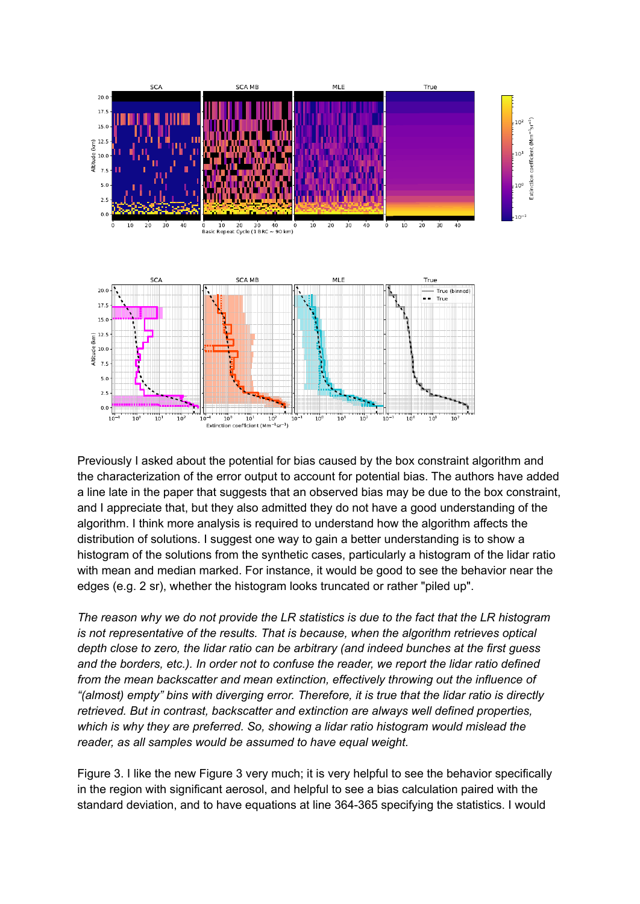Previously I asked about the potential for bias caused by the box constraint algorithm and the characterization of the error output to account for potential bias. The authors have added a line late in the paper that suggests that an observed bias may be due to the box constraint, and I appreciate that, but they also admitted they do not have a good understanding of the algorithm. I think more analysis is required to understand how the algorithm affects the distribution of solutions. I suggest one way to gain a better understanding is to show a histogram of the solutions from the synthetic cases, particularly a histogram of the lidar ratio with mean and median marked. For instance, it would be good to see the behavior near the edges (e.g. 2 sr), whether the histogram looks truncated or rather "piled up".

*The reason why we do not provide the LR statistics is due to the fact that the LR histogram is not representative of the results. That is because, when the algorithm retrieves optical depth close to zero, the lidar ratio can be arbitrary (and indeed bunches at the first guess and the borders, etc.). In order not to confuse the reader, we report the lidar ratio defined from the mean backscatter and mean extinction, effectively throwing out the influence of "(almost) empty" bins with diverging error. Therefore, it is true that the lidar ratio is directly retrieved. But in contrast, backscatter and extinction are always well defined properties, which is why they are preferred. So, showing a lidar ratio histogram would mislead the reader, as all samples would be assumed to have equal weight.*

Figure 3. I like the new Figure 3 very much; it is very helpful to see the behavior specifically in the region with significant aerosol, and helpful to see a bias calculation paired with the standard deviation, and to have equations at line 364-365 specifying the statistics. I would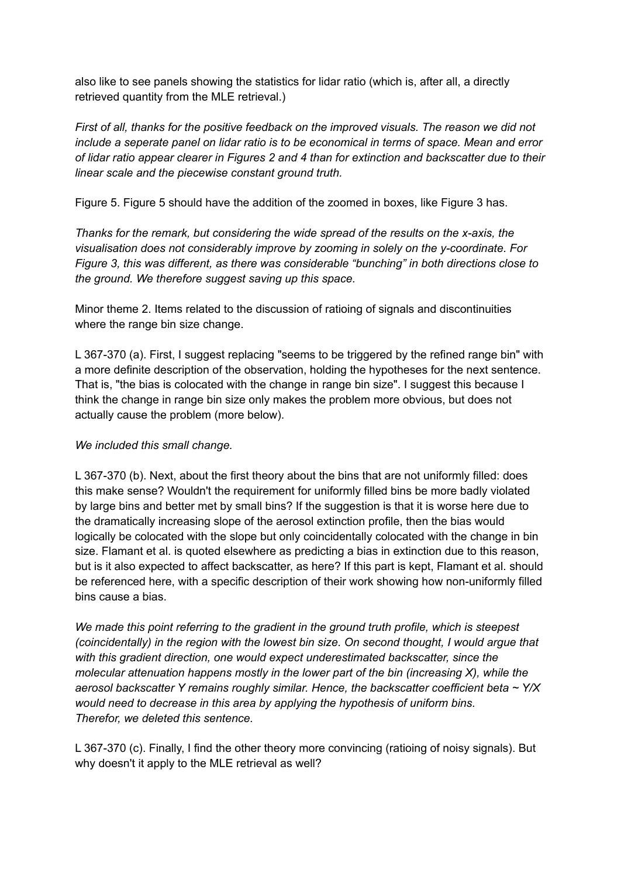also like to see panels showing the statistics for lidar ratio (which is, after all, a directly retrieved quantity from the MLE retrieval.)

*First of all, thanks for the positive feedback on the improved visuals. The reason we did not include a seperate panel on lidar ratio is to be economical in terms of space. Mean and error of lidar ratio appear clearer in Figures 2 and 4 than for extinction and backscatter due to their linear scale and the piecewise constant ground truth.*

Figure 5. Figure 5 should have the addition of the zoomed in boxes, like Figure 3 has.

*Thanks for the remark, but considering the wide spread of the results on the x-axis, the visualisation does not considerably improve by zooming in solely on the y-coordinate. For Figure 3, this was different, as there was considerable "bunching" in both directions close to the ground. We therefore suggest saving up this space.*

Minor theme 2. Items related to the discussion of ratioing of signals and discontinuities where the range bin size change.

L 367-370 (a). First, I suggest replacing "seems to be triggered by the refined range bin" with a more definite description of the observation, holding the hypotheses for the next sentence. That is, "the bias is colocated with the change in range bin size". I suggest this because I think the change in range bin size only makes the problem more obvious, but does not actually cause the problem (more below).

*We included this small change.*

L 367-370 (b). Next, about the first theory about the bins that are not uniformly filled: does this make sense? Wouldn't the requirement for uniformly filled bins be more badly violated by large bins and better met by small bins? If the suggestion is that it is worse here due to the dramatically increasing slope of the aerosol extinction profile, then the bias would logically be colocated with the slope but only coincidentally colocated with the change in bin size. Flamant et al. is quoted elsewhere as predicting a bias in extinction due to this reason, but is it also expected to affect backscatter, as here? If this part is kept, Flamant et al. should be referenced here, with a specific description of their work showing how non-uniformly filled bins cause a bias.

*We made this point referring to the gradient in the ground truth profile, which is steepest (coincidentally) in the region with the lowest bin size. On second thought, I would argue that with this gradient direction, one would expect underestimated backscatter, since the molecular attenuation happens mostly in the lower part of the bin (increasing X), while the aerosol backscatter Y remains roughly similar. Hence, the backscatter coefficient beta ~ Y/X would need to decrease in this area by applying the hypothesis of uniform bins. Therefor, we deleted this sentence.*

L 367-370 (c). Finally, I find the other theory more convincing (ratioing of noisy signals). But why doesn't it apply to the MLE retrieval as well?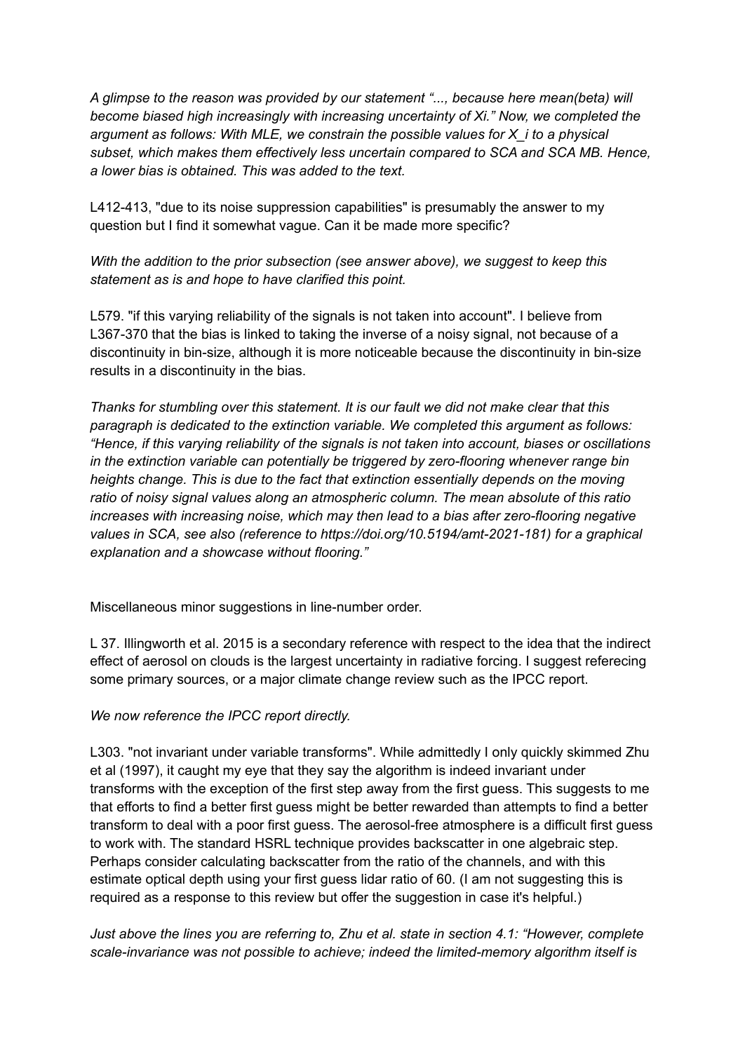*A glimpse to the reason was provided by our statement "..., because here mean(beta) will become biased high increasingly with increasing uncertainty of Xi." Now, we completed the argument as follows: With MLE, we constrain the possible values for X_i to a physical subset, which makes them effectively less uncertain compared to SCA and SCA MB. Hence, a lower bias is obtained. This was added to the text.*

L412-413, "due to its noise suppression capabilities" is presumably the answer to my question but I find it somewhat vague. Can it be made more specific?

*With the addition to the prior subsection (see answer above), we suggest to keep this statement as is and hope to have clarified this point.*

L579. "if this varying reliability of the signals is not taken into account". I believe from L367-370 that the bias is linked to taking the inverse of a noisy signal, not because of a discontinuity in bin-size, although it is more noticeable because the discontinuity in bin-size results in a discontinuity in the bias.

*Thanks for stumbling over this statement. It is our fault we did not make clear that this paragraph is dedicated to the extinction variable. We completed this argument as follows: "Hence, if this varying reliability of the signals is not taken into account, biases or oscillations in the extinction variable can potentially be triggered by zero-flooring whenever range bin heights change. This is due to the fact that extinction essentially depends on the moving ratio of noisy signal values along an atmospheric column. The mean absolute of this ratio increases with increasing noise, which may then lead to a bias after zero-flooring negative values in SCA, see also (reference to https://doi.org/10.5194/amt-2021-181) for a graphical explanation and a showcase without flooring."*

Miscellaneous minor suggestions in line-number order.

L 37. Illingworth et al. 2015 is a secondary reference with respect to the idea that the indirect effect of aerosol on clouds is the largest uncertainty in radiative forcing. I suggest referecing some primary sources, or a major climate change review such as the IPCC report.

*We now reference the IPCC report directly.*

L303. "not invariant under variable transforms". While admittedly I only quickly skimmed Zhu et al (1997), it caught my eye that they say the algorithm is indeed invariant under transforms with the exception of the first step away from the first guess. This suggests to me that efforts to find a better first guess might be better rewarded than attempts to find a better transform to deal with a poor first guess. The aerosol-free atmosphere is a difficult first guess to work with. The standard HSRL technique provides backscatter in one algebraic step. Perhaps consider calculating backscatter from the ratio of the channels, and with this estimate optical depth using your first guess lidar ratio of 60. (I am not suggesting this is required as a response to this review but offer the suggestion in case it's helpful.)

*Just above the lines you are referring to, Zhu et al. state in section 4.1: "However, complete scale-invariance was not possible to achieve; indeed the limited-memory algorithm itself is*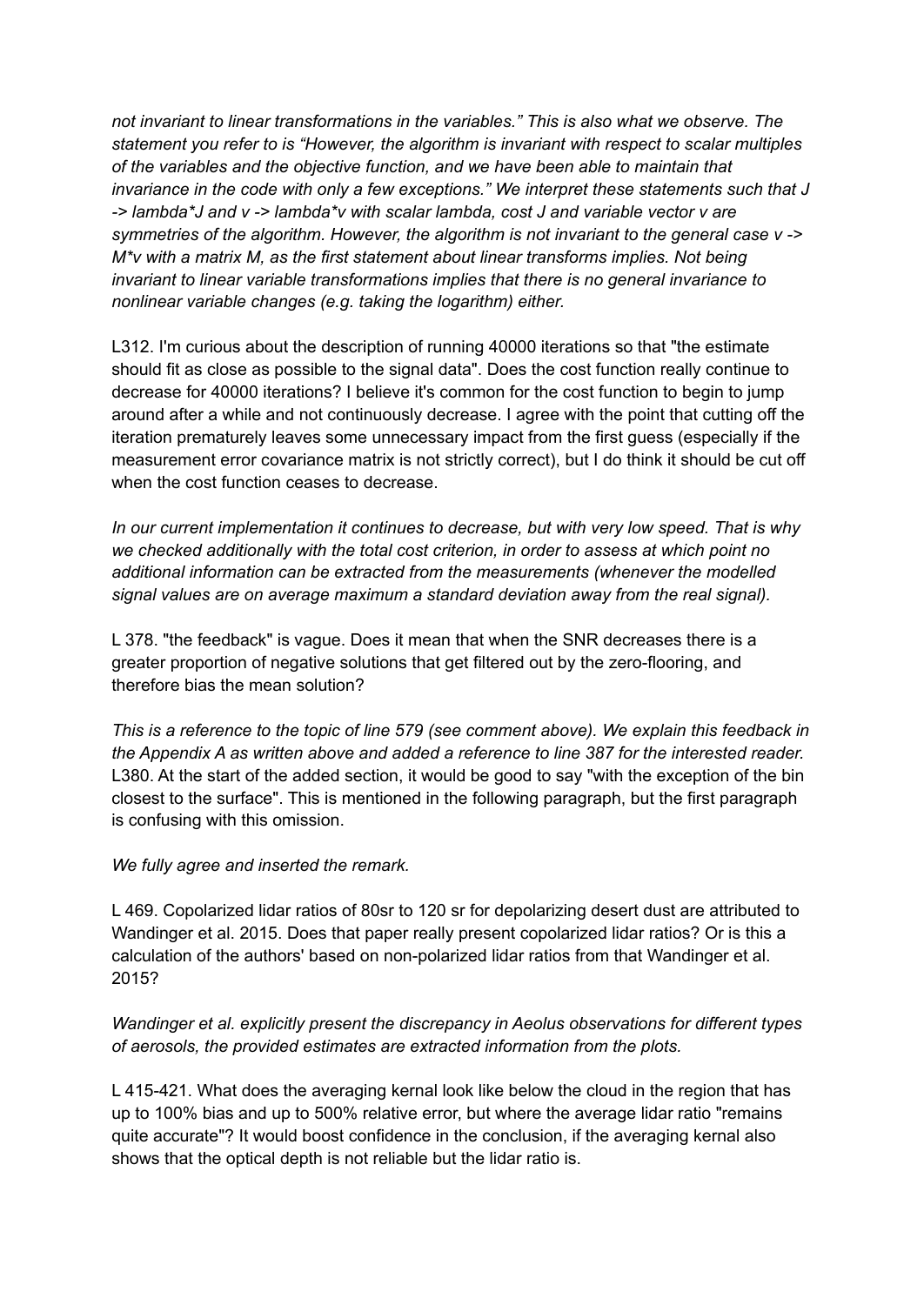*not invariant to linear transformations in the variables." This is also what we observe. The statement you refer to is "However, the algorithm is invariant with respect to scalar multiples of the variables and the objective function, and we have been able to maintain that invariance in the code with only a few exceptions." We interpret these statements such that J -> lambda*J and v -> lambda*v with scalar lambda, cost J and variable vector v are symmetries of the algorithm. However, the algorithm is not invariant to the general case v -> M*v with a matrix M, as the first statement about linear transforms implies. Not being invariant to linear variable transformations implies that there is no general invariance to nonlinear variable changes (e.g. taking the logarithm) either.*

L312. I'm curious about the description of running 40000 iterations so that "the estimate should fit as close as possible to the signal data". Does the cost function really continue to decrease for 40000 iterations? I believe it's common for the cost function to begin to jump around after a while and not continuously decrease. I agree with the point that cutting off the iteration prematurely leaves some unnecessary impact from the first guess (especially if the measurement error covariance matrix is not strictly correct), but I do think it should be cut off when the cost function ceases to decrease.

*In our current implementation it continues to decrease, but with very low speed. That is why we checked additionally with the total cost criterion, in order to assess at which point no additional information can be extracted from the measurements (whenever the modelled signal values are on average maximum a standard deviation away from the real signal).*

L 378. "the feedback" is vague. Does it mean that when the SNR decreases there is a greater proportion of negative solutions that get filtered out by the zero-flooring, and therefore bias the mean solution?

*This is a reference to the topic of line 579 (see comment above). We explain this feedback in the Appendix A as written above and added a reference to line 387 for the interested reader.*
L380. At the start of the added section, it would be good to say "with the exception of the bin closest to the surface". This is mentioned in the following paragraph, but the first paragraph is confusing with this omission.

*We fully agree and inserted the remark.*

L 469. Copolarized lidar ratios of 80sr to 120 sr for depolarizing desert dust are attributed to Wandinger et al. 2015. Does that paper really present copolarized lidar ratios? Or is this a calculation of the authors' based on non-polarized lidar ratios from that Wandinger et al. 2015?

*Wandinger et al. explicitly present the discrepancy in Aeolus observations for different types of aerosols, the provided estimates are extracted information from the plots.*

L 415-421. What does the averaging kernal look like below the cloud in the region that has up to 100% bias and up to 500% relative error, but where the average lidar ratio "remains quite accurate"? It would boost confidence in the conclusion, if the averaging kernal also shows that the optical depth is not reliable but the lidar ratio is.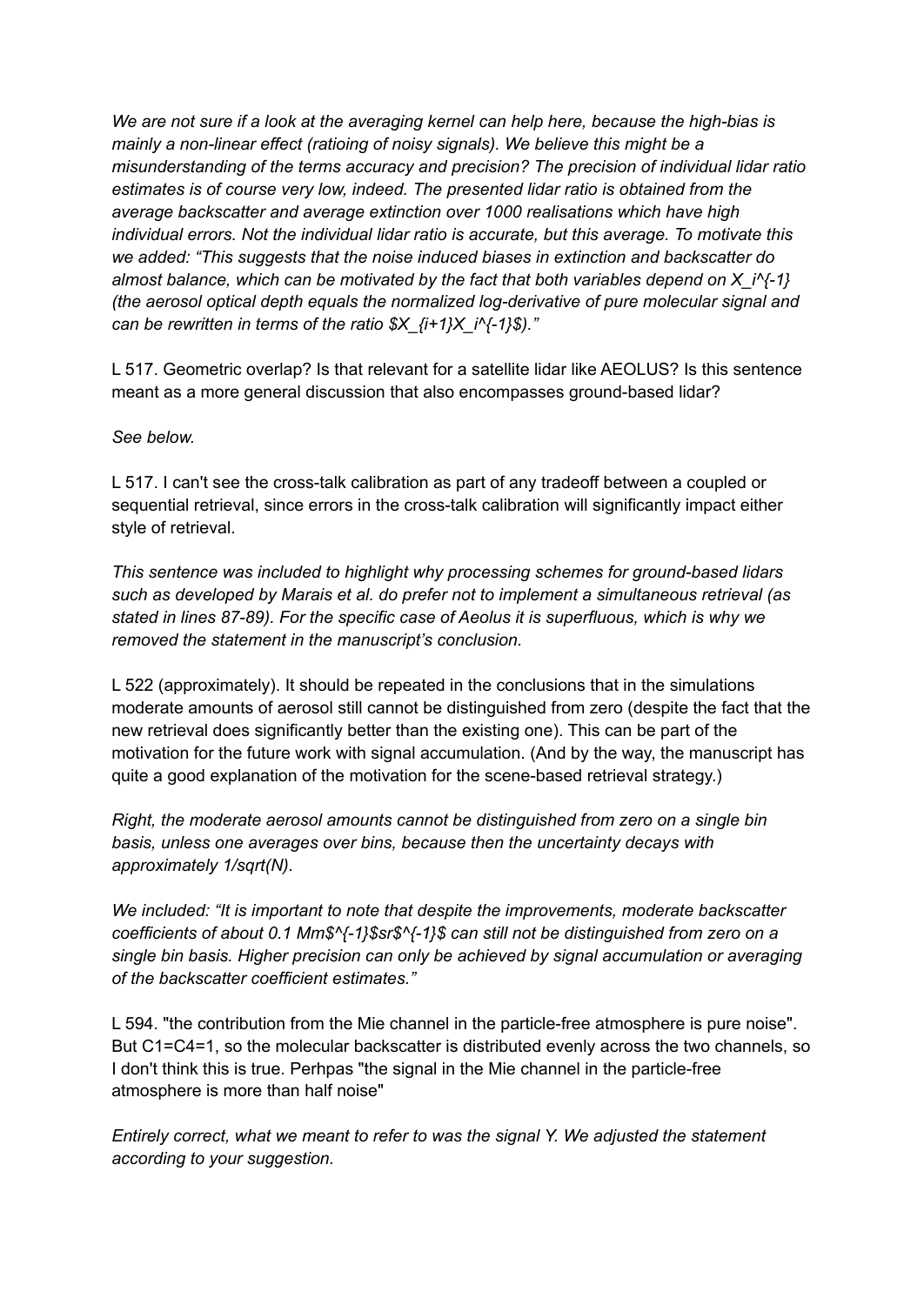*We are not sure if a look at the averaging kernel can help here, because the high-bias is mainly a non-linear effect (ratioing of noisy signals). We believe this might be a misunderstanding of the terms accuracy and precision? The precision of individual lidar ratio estimates is of course very low, indeed. The presented lidar ratio is obtained from the average backscatter and average extinction over 1000 realisations which have high individual errors. Not the individual lidar ratio is accurate, but this average. To motivate this we added: "This suggests that the noise induced biases in extinction and backscatter do almost balance, which can be motivated by the fact that both variables depend on $X_i^{-1}$ (the aerosol optical depth equals the normalized log-derivative of pure molecular signal and can be rewritten in terms of the ratio $X_{i+1}X_i^{-1}$)."*

L 517. Geometric overlap? Is that relevant for a satellite lidar like AEOLUS? Is this sentence meant as a more general discussion that also encompasses ground-based lidar?

*See below.*

L 517. I can't see the cross-talk calibration as part of any tradeoff between a coupled or sequential retrieval, since errors in the cross-talk calibration will significantly impact either style of retrieval.

*This sentence was included to highlight why processing schemes for ground-based lidars such as developed by Marais et al. do prefer not to implement a simultaneous retrieval (as stated in lines 87-89). For the specific case of Aeolus it is superfluous, which is why we removed the statement in the manuscript's conclusion.*

L 522 (approximately). It should be repeated in the conclusions that in the simulations moderate amounts of aerosol still cannot be distinguished from zero (despite the fact that the new retrieval does significantly better than the existing one). This can be part of the motivation for the future work with signal accumulation. (And by the way, the manuscript has quite a good explanation of the motivation for the scene-based retrieval strategy.)

*Right, the moderate aerosol amounts cannot be distinguished from zero on a single bin basis, unless one averages over bins, because then the uncertainty decays with approximately 1/sqrt(N).*

*We included: "It is important to note that despite the improvements, moderate backscatter coefficients of about 0.1 Mm$^{-1}$sr$^{-1}$ can still not be distinguished from zero on a single bin basis. Higher precision can only be achieved by signal accumulation or averaging of the backscatter coefficient estimates."*

L 594. "the contribution from the Mie channel in the particle-free atmosphere is pure noise". But C1=C4=1, so the molecular backscatter is distributed evenly across the two channels, so I don't think this is true. Perhpas "the signal in the Mie channel in the particle-free atmosphere is more than half noise"

*Entirely correct, what we meant to refer to was the signal Y. We adjusted the statement according to your suggestion.*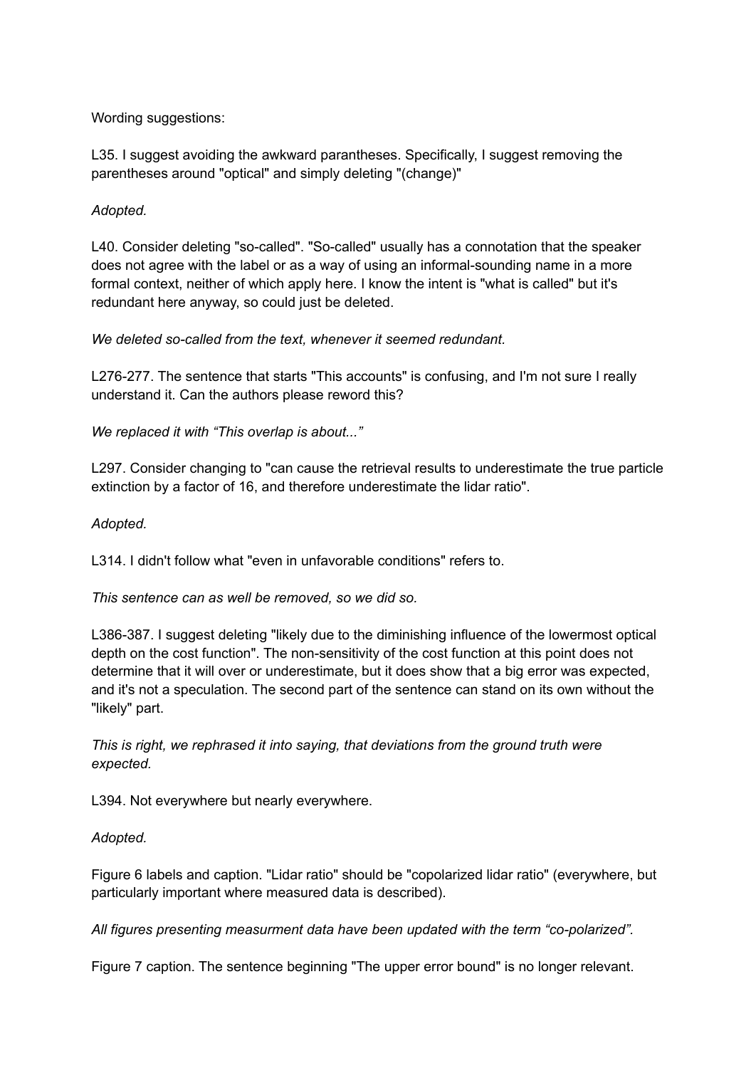Wording suggestions:

L35. I suggest avoiding the awkward parantheses. Specifically, I suggest removing the parentheses around "optical" and simply deleting "(change)"

*Adopted.*

L40. Consider deleting "so-called". "So-called" usually has a connotation that the speaker does not agree with the label or as a way of using an informal-sounding name in a more formal context, neither of which apply here. I know the intent is "what is called" but it's redundant here anyway, so could just be deleted.

*We deleted so-called from the text, whenever it seemed redundant.*

L276-277. The sentence that starts "This accounts" is confusing, and I'm not sure I really understand it. Can the authors please reword this?

*We replaced it with "This overlap is about..."*

L297. Consider changing to "can cause the retrieval results to underestimate the true particle extinction by a factor of 16, and therefore underestimate the lidar ratio".

*Adopted.*

L314. I didn't follow what "even in unfavorable conditions" refers to.

*This sentence can as well be removed, so we did so.*

L386-387. I suggest deleting "likely due to the diminishing influence of the lowermost optical depth on the cost function". The non-sensitivity of the cost function at this point does not determine that it will over or underestimate, but it does show that a big error was expected, and it's not a speculation. The second part of the sentence can stand on its own without the "likely" part.

*This is right, we rephrased it into saying, that deviations from the ground truth were expected.*

L394. Not everywhere but nearly everywhere.

*Adopted.*

Figure 6 labels and caption. "Lidar ratio" should be "copolarized lidar ratio" (everywhere, but particularly important where measured data is described).

*All figures presenting measurment data have been updated with the term "co-polarized".*

Figure 7 caption. The sentence beginning "The upper error bound" is no longer relevant.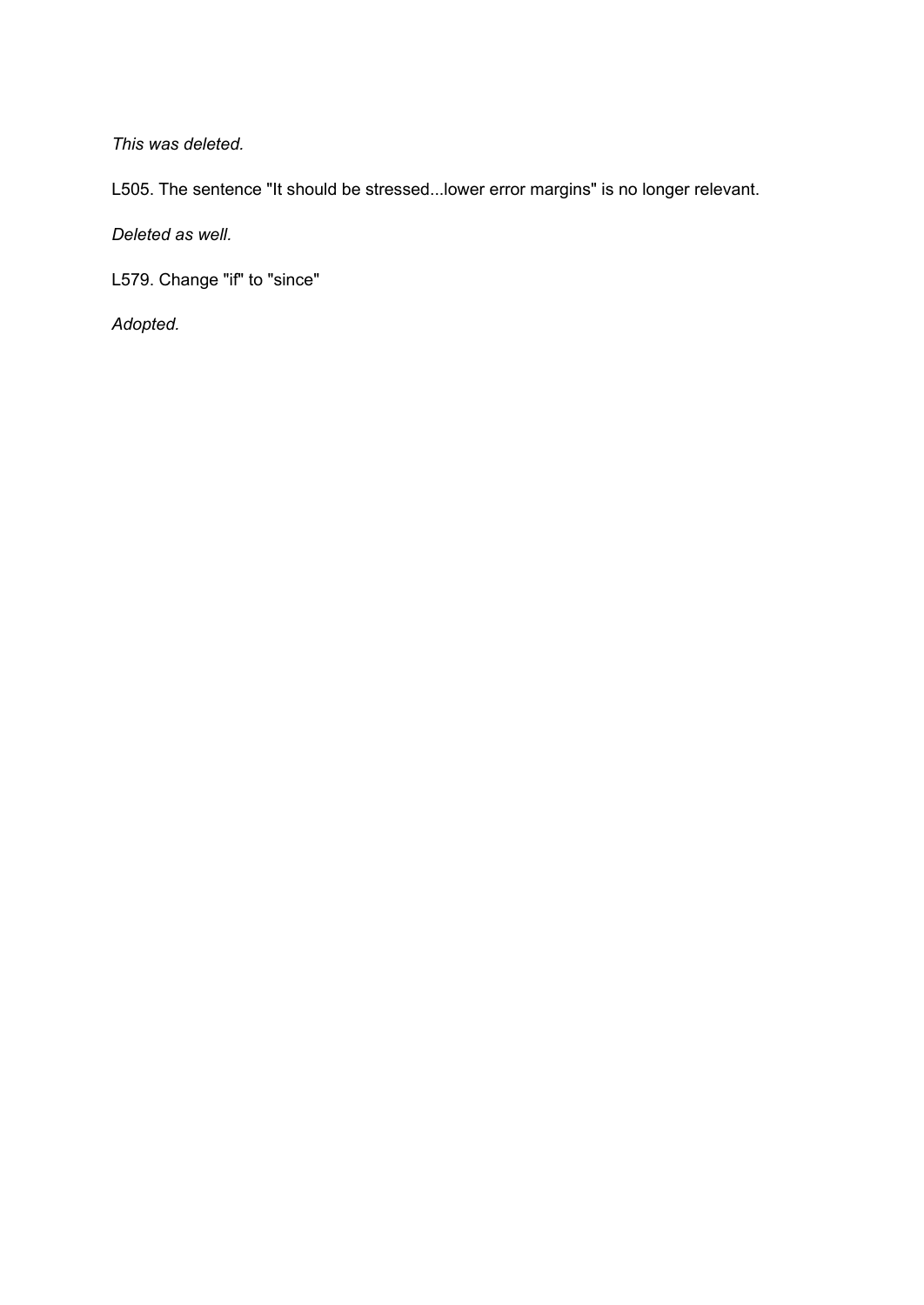*This was deleted.*

L505. The sentence "It should be stressed...lower error margins" is no longer relevant.

*Deleted as well.*

L579. Change "if" to "since"

*Adopted.*